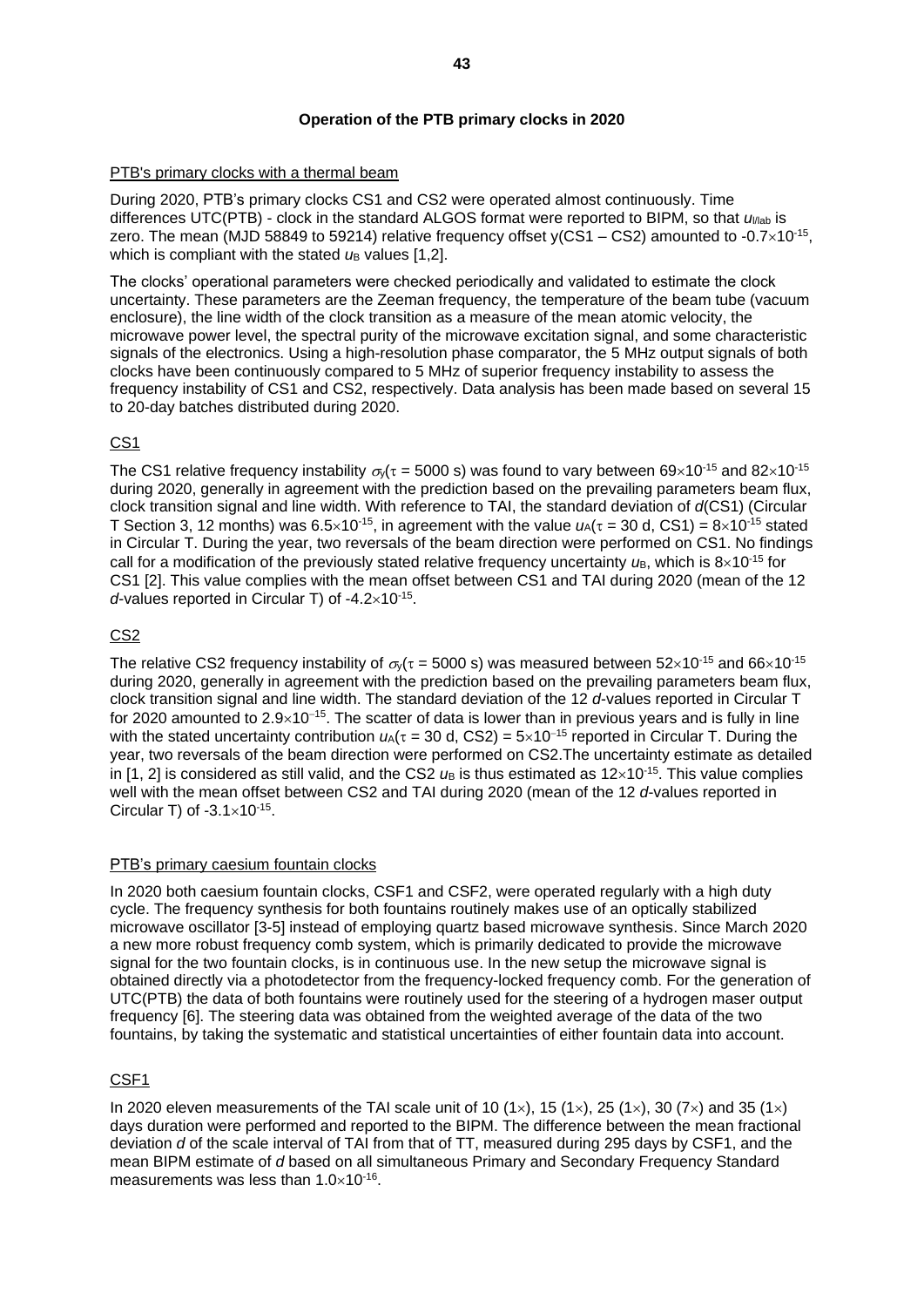## Operation of the PTB primary clocks in 2020

### PTB's primary clocks with a thermal beam

During 2020, PTB's primary clocks CS1 and CS2 were operated almost continuously. Time differences UTC(PTB) - clock in the standard ALGOS format were reported to BIPM, so that $u_{l/lab}$ is zero. The mean (MJD 58849 to 59214) relative frequency offset y(CS1 – CS2) amounted to $-0.7\times10^{-15}$, which is compliant with the stated $u_B$ values [1,2].

The clocks' operational parameters were checked periodically and validated to estimate the clock uncertainty. These parameters are the Zeeman frequency, the temperature of the beam tube (vacuum enclosure), the line width of the clock transition as a measure of the mean atomic velocity, the microwave power level, the spectral purity of the microwave excitation signal, and some characteristic signals of the electronics. Using a high-resolution phase comparator, the 5 MHz output signals of both clocks have been continuously compared to 5 MHz of superior frequency instability to assess the frequency instability of CS1 and CS2, respectively. Data analysis has been made based on several 15 to 20-day batches distributed during 2020.

### CS1

The CS1 relative frequency instability $\sigma_y(\tau = 5000\text{ s})$ was found to vary between $69\times10^{-15}$ and $82\times10^{-15}$ during 2020, generally in agreement with the prediction based on the prevailing parameters beam flux, clock transition signal and line width. With reference to TAI, the standard deviation of *d*(CS1) (Circular T Section 3, 12 months) was $6.5\times10^{-15}$, in agreement with the value $u_A(\tau = 30\text{ d, CS1}) = 8\times10^{-15}$ stated in Circular T. During the year, two reversals of the beam direction were performed on CS1. No findings call for a modification of the previously stated relative frequency uncertainty $u_B$, which is $8\times10^{-15}$ for CS1 [2]. This value complies with the mean offset between CS1 and TAI during 2020 (mean of the 12 *d*-values reported in Circular T) of $-4.2\times10^{-15}$.

### CS2

The relative CS2 frequency instability of $\sigma_y(\tau = 5000\text{ s})$ was measured between $52\times10^{-15}$ and $66\times10^{-15}$ during 2020, generally in agreement with the prediction based on the prevailing parameters beam flux, clock transition signal and line width. The standard deviation of the 12 *d*-values reported in Circular T for 2020 amounted to $2.9\times10^{-15}$. The scatter of data is lower than in previous years and is fully in line with the stated uncertainty contribution $u_A(\tau = 30\text{ d, CS2}) = 5\times10^{-15}$ reported in Circular T. During the year, two reversals of the beam direction were performed on CS2.The uncertainty estimate as detailed in [1, 2] is considered as still valid, and the CS2 $u_B$ is thus estimated as $12\times10^{-15}$. This value complies well with the mean offset between CS2 and TAI during 2020 (mean of the 12 *d*-values reported in Circular T) of $-3.1\times10^{-15}$.

### PTB's primary caesium fountain clocks

In 2020 both caesium fountain clocks, CSF1 and CSF2, were operated regularly with a high duty cycle. The frequency synthesis for both fountains routinely makes use of an optically stabilized microwave oscillator [3-5] instead of employing quartz based microwave synthesis. Since March 2020 a new more robust frequency comb system, which is primarily dedicated to provide the microwave signal for the two fountain clocks, is in continuous use. In the new setup the microwave signal is obtained directly via a photodetector from the frequency-locked frequency comb. For the generation of UTC(PTB) the data of both fountains were routinely used for the steering of a hydrogen maser output frequency [6]. The steering data was obtained from the weighted average of the data of the two fountains, by taking the systematic and statistical uncertainties of either fountain data into account.

### CSF1

In 2020 eleven measurements of the TAI scale unit of 10 (1×), 15 (1×), 25 (1×), 30 (7×) and 35 (1×) days duration were performed and reported to the BIPM. The difference between the mean fractional deviation *d* of the scale interval of TAI from that of TT, measured during 295 days by CSF1, and the mean BIPM estimate of *d* based on all simultaneous Primary and Secondary Frequency Standard measurements was less than $1.0\times10^{-16}$.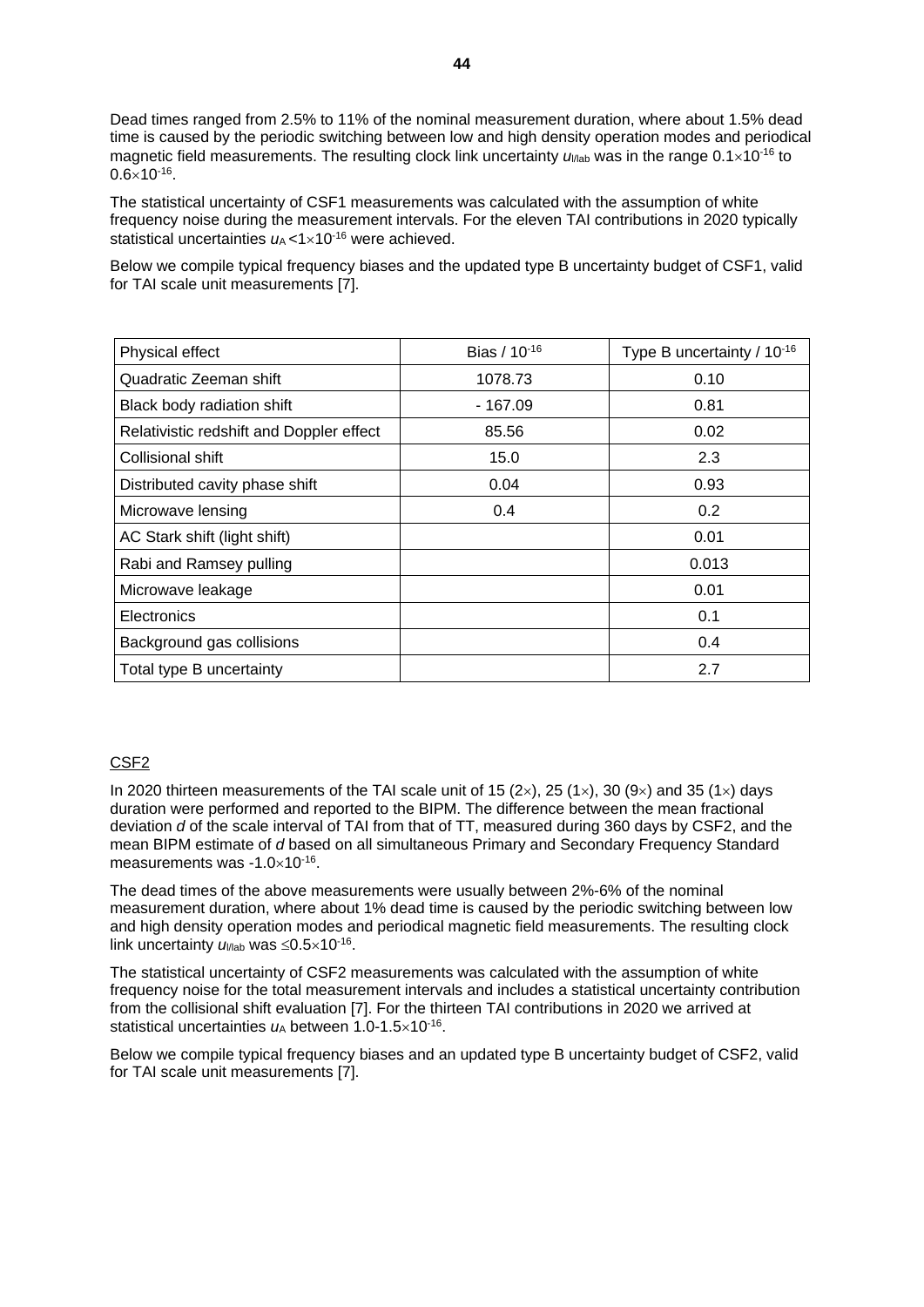Dead times ranged from 2.5% to 11% of the nominal measurement duration, where about 1.5% dead time is caused by the periodic switching between low and high density operation modes and periodical magnetic field measurements. The resulting clock link uncertainty $u_{l/lab}$ was in the range $0.1\times10^{-16}$ to $0.6\times10^{-16}$.

The statistical uncertainty of CSF1 measurements was calculated with the assumption of white frequency noise during the measurement intervals. For the eleven TAI contributions in 2020 typically statistical uncertainties $u_A < 1\times10^{-16}$ were achieved.

Below we compile typical frequency biases and the updated type B uncertainty budget of CSF1, valid for TAI scale unit measurements [7].

| Physical effect | Bias / $10^{-16}$ | Type B uncertainty / $10^{-16}$ |
|---|---|---|
| Quadratic Zeeman shift | 1078.73 | 0.10 |
| Black body radiation shift | - 167.09 | 0.81 |
| Relativistic redshift and Doppler effect | 85.56 | 0.02 |
| Collisional shift | 15.0 | 2.3 |
| Distributed cavity phase shift | 0.04 | 0.93 |
| Microwave lensing | 0.4 | 0.2 |
| AC Stark shift (light shift) | | 0.01 |
| Rabi and Ramsey pulling | | 0.013 |
| Microwave leakage | | 0.01 |
| Electronics | | 0.1 |
| Background gas collisions | | 0.4 |
| Total type B uncertainty | | 2.7 |

CSF2

In 2020 thirteen measurements of the TAI scale unit of 15 (2×), 25 (1×), 30 (9×) and 35 (1×) days duration were performed and reported to the BIPM. The difference between the mean fractional deviation *d* of the scale interval of TAI from that of TT, measured during 360 days by CSF2, and the mean BIPM estimate of *d* based on all simultaneous Primary and Secondary Frequency Standard measurements was $-1.0\times10^{-16}$.

The dead times of the above measurements were usually between 2%-6% of the nominal measurement duration, where about 1% dead time is caused by the periodic switching between low and high density operation modes and periodical magnetic field measurements. The resulting clock link uncertainty $u_{l/lab}$ was $\leq 0.5\times10^{-16}$.

The statistical uncertainty of CSF2 measurements was calculated with the assumption of white frequency noise for the total measurement intervals and includes a statistical uncertainty contribution from the collisional shift evaluation [7]. For the thirteen TAI contributions in 2020 we arrived at statistical uncertainties $u_A$ between $1.0\text{-}1.5\times10^{-16}$.

Below we compile typical frequency biases and an updated type B uncertainty budget of CSF2, valid for TAI scale unit measurements [7].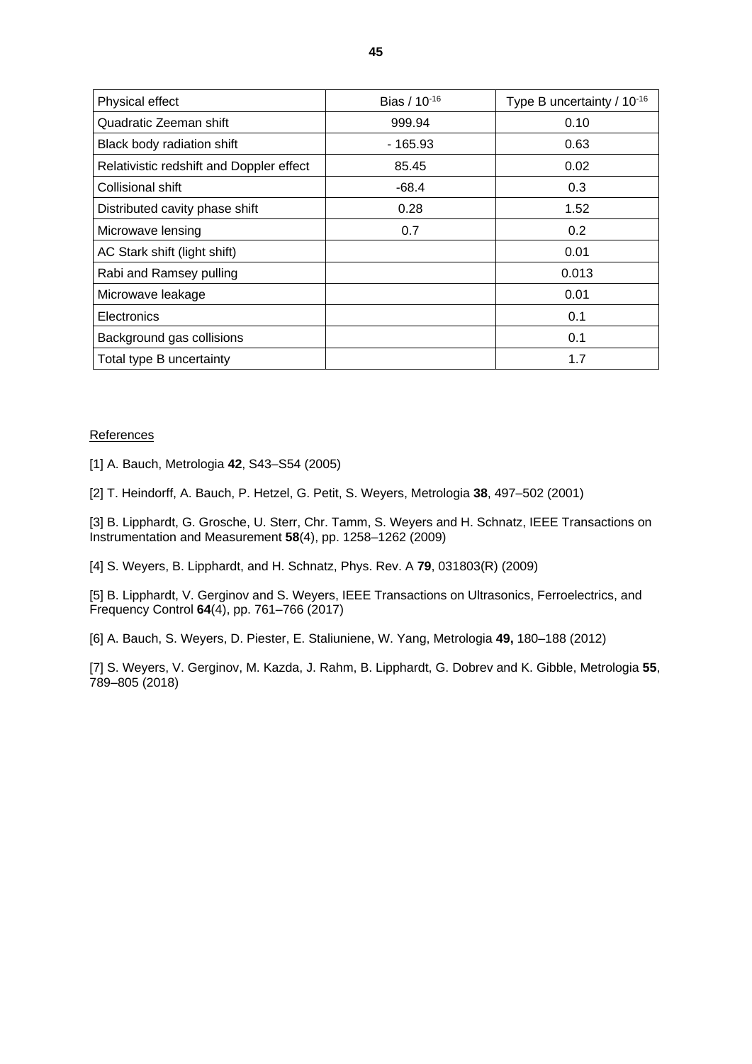| Physical effect | Bias / $10^{-16}$ | Type B uncertainty / $10^{-16}$ |
|---|---|---|
| Quadratic Zeeman shift | 999.94 | 0.10 |
| Black body radiation shift | - 165.93 | 0.63 |
| Relativistic redshift and Doppler effect | 85.45 | 0.02 |
| Collisional shift | -68.4 | 0.3 |
| Distributed cavity phase shift | 0.28 | 1.52 |
| Microwave lensing | 0.7 | 0.2 |
| AC Stark shift (light shift) | | 0.01 |
| Rabi and Ramsey pulling | | 0.013 |
| Microwave leakage | | 0.01 |
| Electronics | | 0.1 |
| Background gas collisions | | 0.1 |
| Total type B uncertainty | | 1.7 |

References

[1] A. Bauch, Metrologia **42**, S43–S54 (2005)

[2] T. Heindorff, A. Bauch, P. Hetzel, G. Petit, S. Weyers, Metrologia **38**, 497–502 (2001)

[3] B. Lipphardt, G. Grosche, U. Sterr, Chr. Tamm, S. Weyers and H. Schnatz, IEEE Transactions on Instrumentation and Measurement **58**(4), pp. 1258–1262 (2009)

[4] S. Weyers, B. Lipphardt, and H. Schnatz, Phys. Rev. A **79**, 031803(R) (2009)

[5] B. Lipphardt, V. Gerginov and S. Weyers, IEEE Transactions on Ultrasonics, Ferroelectrics, and Frequency Control **64**(4), pp. 761–766 (2017)

[6] A. Bauch, S. Weyers, D. Piester, E. Staliuniene, W. Yang, Metrologia **49,** 180–188 (2012)

[7] S. Weyers, V. Gerginov, M. Kazda, J. Rahm, B. Lipphardt, G. Dobrev and K. Gibble, Metrologia **55**, 789–805 (2018)